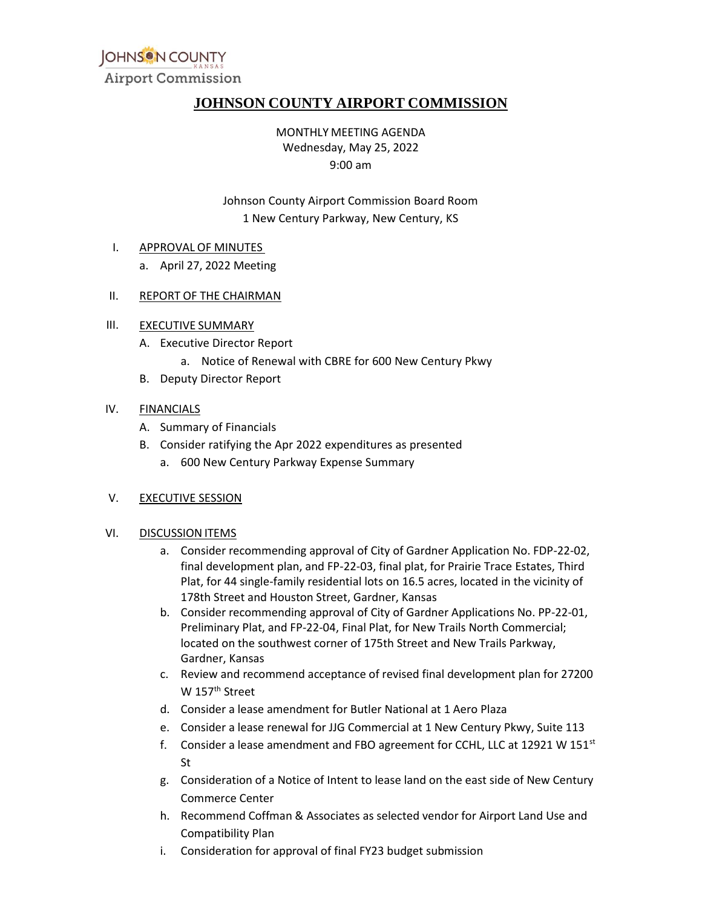Johnson County Kansas Airport Commission

# JOHNSON COUNTY AIRPORT COMMISSION

MONTHLY MEETING AGENDA
Wednesday, May 25, 2022
9:00 am

Johnson County Airport Commission Board Room
1 New Century Parkway, New Century, KS

I. APPROVAL OF MINUTES
   a. April 27, 2022 Meeting

II. REPORT OF THE CHAIRMAN

III. EXECUTIVE SUMMARY
   A. Executive Director Report
      a. Notice of Renewal with CBRE for 600 New Century Pkwy
   B. Deputy Director Report

IV. FINANCIALS
   A. Summary of Financials
   B. Consider ratifying the Apr 2022 expenditures as presented
      a. 600 New Century Parkway Expense Summary

V. EXECUTIVE SESSION

VI. DISCUSSION ITEMS
   a. Consider recommending approval of City of Gardner Application No. FDP-22-02, final development plan, and FP-22-03, final plat, for Prairie Trace Estates, Third Plat, for 44 single-family residential lots on 16.5 acres, located in the vicinity of 178th Street and Houston Street, Gardner, Kansas
   b. Consider recommending approval of City of Gardner Applications No. PP-22-01, Preliminary Plat, and FP-22-04, Final Plat, for New Trails North Commercial; located on the southwest corner of 175th Street and New Trails Parkway, Gardner, Kansas
   c. Review and recommend acceptance of revised final development plan for 27200 W 157th Street
   d. Consider a lease amendment for Butler National at 1 Aero Plaza
   e. Consider a lease renewal for JJG Commercial at 1 New Century Pkwy, Suite 113
   f. Consider a lease amendment and FBO agreement for CCHL, LLC at 12921 W 151st St
   g. Consideration of a Notice of Intent to lease land on the east side of New Century Commerce Center
   h. Recommend Coffman & Associates as selected vendor for Airport Land Use and Compatibility Plan
   i. Consideration for approval of final FY23 budget submission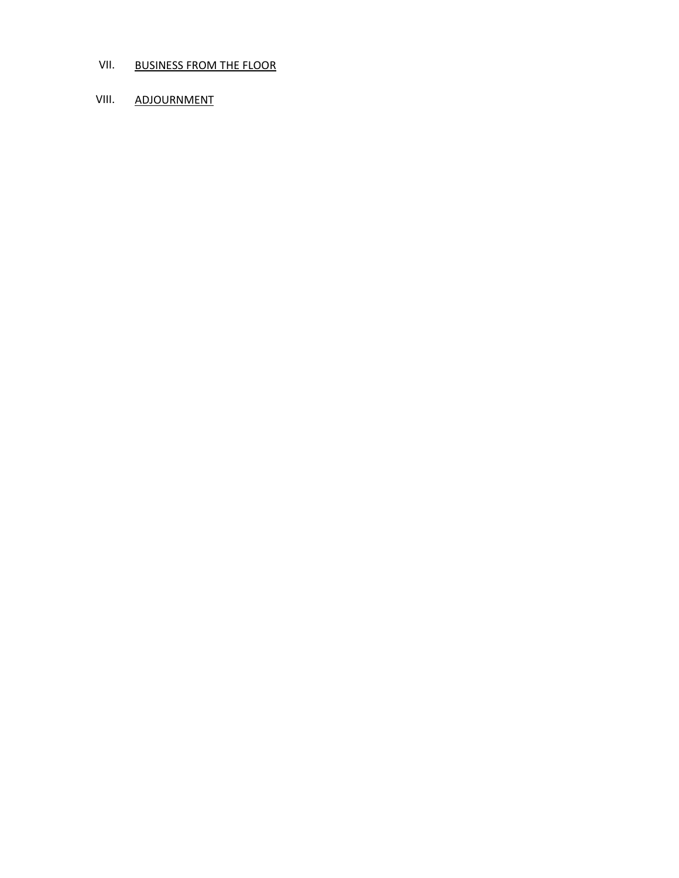VII. <u>BUSINESS FROM THE FLOOR</u>

VIII. <u>ADJOURNMENT</u>